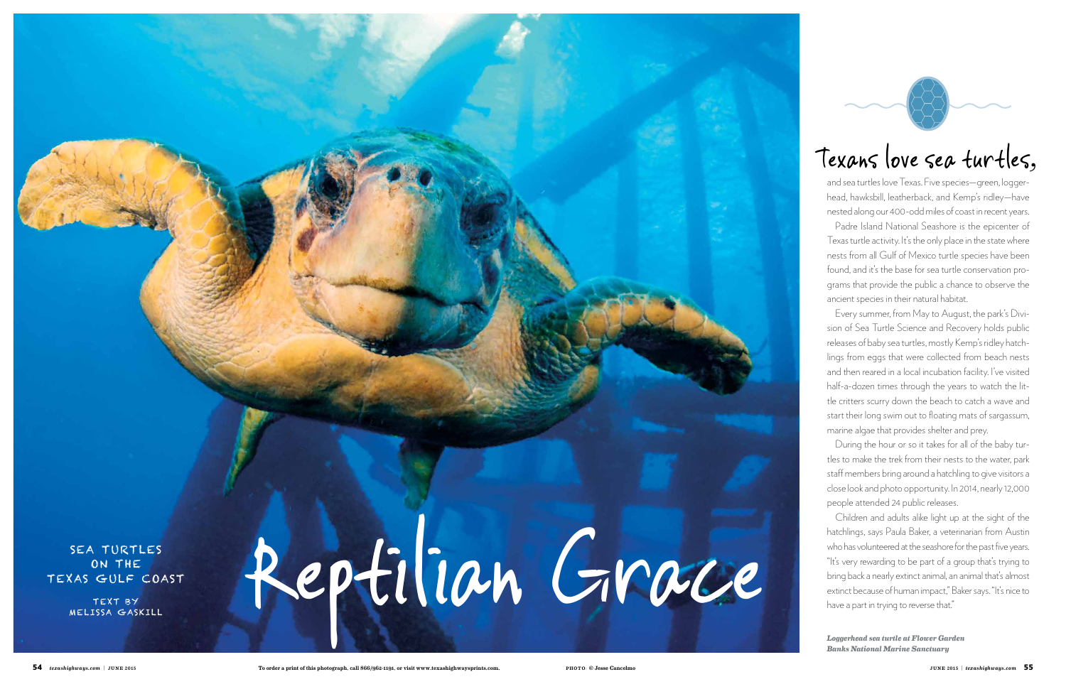# Reptilian Grace

SEA TURTLES ON THE TEXAS GULF COAST

TEXT BY MELISSA GASKILL

## Texans love sea turtles,

and sea turtles love Texas. Five species—green, loggerhead, hawksbill, leatherback, and Kemp's ridley—have nested along our 400-odd miles of coast in recent years.

Padre Island National Seashore is the epicenter of Texas turtle activity. It's the only place in the state where nests from all Gulf of Mexico turtle species have been found, and it's the base for sea turtle conservation programs that provide the public a chance to observe the ancient species in their natural habitat.

Every summer, from May to August, the park's Division of Sea Turtle Science and Recovery holds public releases of baby sea turtles, mostly Kemp's ridley hatchlings from eggs that were collected from beach nests and then reared in a local incubation facility. I've visited half-a-dozen times through the years to watch the little critters scurry down the beach to catch a wave and start their long swim out to floating mats of sargassum, marine algae that provides shelter and prey.

During the hour or so it takes for all of the baby turtles to make the trek from their nests to the water, park staff members bring around a hatchling to give visitors a close look and photo opportunity. In 2014, nearly 12,000 people attended 24 public releases.

Children and adults alike light up at the sight of the hatchlings, says Paula Baker, a veterinarian from Austin who has volunteered at the seashore for the past five years. "It's very rewarding to be part of a group that's trying to bring back a nearly extinct animal, an animal that's almost extinct because of human impact," Baker says. "It's nice to have a part in trying to reverse that."

***Loggerhead sea turtle at Flower Garden Banks National Marine Sanctuary***

To order a print of this photograph, call 866/962-1191, or visit www.texashighwaysprints.com.

PHOTO: © Jesse Cancelmo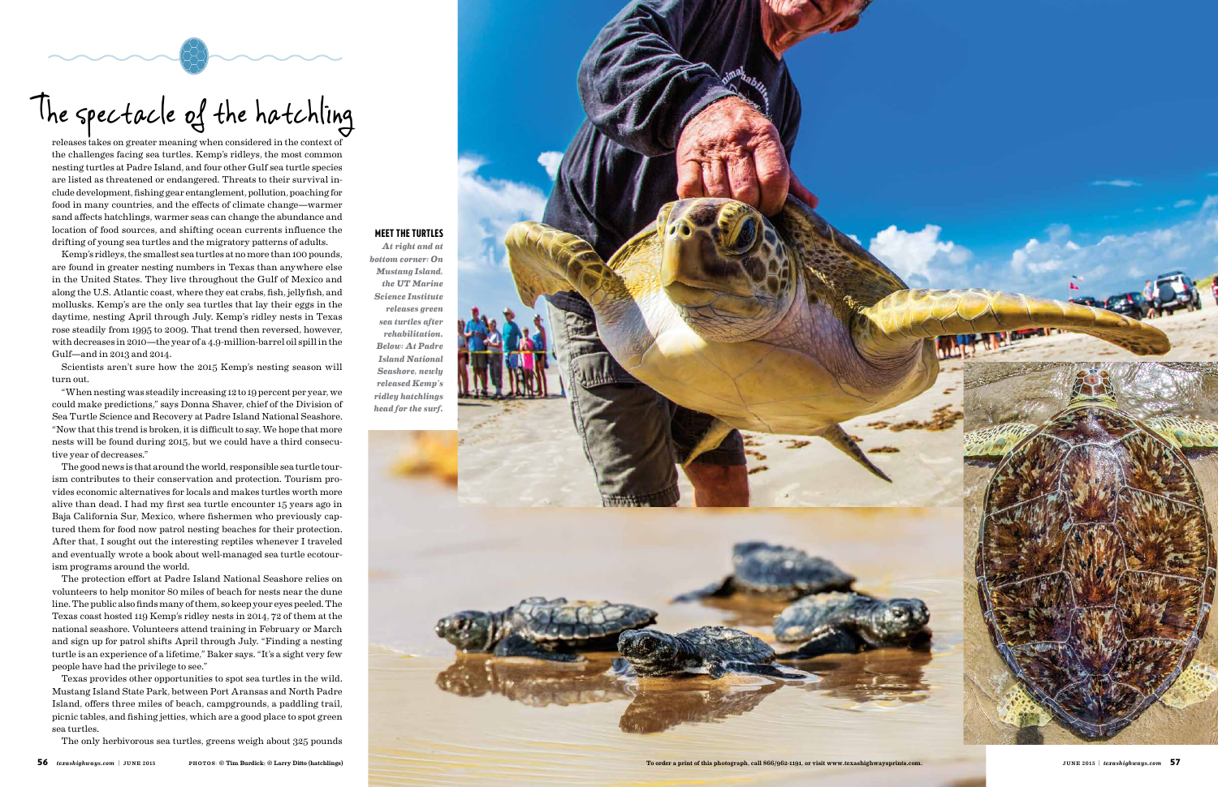# The spectacle of the hatchling

releases takes on greater meaning when considered in the context of the challenges facing sea turtles. Kemp's ridleys, the most common nesting turtles at Padre Island, and four other Gulf sea turtle species are listed as threatened or endangered. Threats to their survival include development, fishing gear entanglement, pollution, poaching for food in many countries, and the effects of climate change—warmer sand affects hatchlings, warmer seas can change the abundance and location of food sources, and shifting ocean currents influence the drifting of young sea turtles and the migratory patterns of adults.

Kemp's ridleys, the smallest sea turtles at no more than 100 pounds, are found in greater nesting numbers in Texas than anywhere else in the United States. They live throughout the Gulf of Mexico and along the U.S. Atlantic coast, where they eat crabs, fish, jellyfish, and mollusks. Kemp's are the only sea turtles that lay their eggs in the daytime, nesting April through July. Kemp's ridley nests in Texas rose steadily from 1995 to 2009. That trend then reversed, however, with decreases in 2010—the year of a 4.9-million-barrel oil spill in the Gulf—and in 2013 and 2014.

Scientists aren't sure how the 2015 Kemp's nesting season will turn out.

"When nesting was steadily increasing 12 to 19 percent per year, we could make predictions," says Donna Shaver, chief of the Division of Sea Turtle Science and Recovery at Padre Island National Seashore. "Now that this trend is broken, it is difficult to say. We hope that more nests will be found during 2015, but we could have a third consecutive year of decreases."

The good news is that around the world, responsible sea turtle tourism contributes to their conservation and protection. Tourism provides economic alternatives for locals and makes turtles worth more alive than dead. I had my first sea turtle encounter 15 years ago in Baja California Sur, Mexico, where fishermen who previously captured them for food now patrol nesting beaches for their protection. After that, I sought out the interesting reptiles whenever I traveled and eventually wrote a book about well-managed sea turtle ecotourism programs around the world.

The protection effort at Padre Island National Seashore relies on volunteers to help monitor 80 miles of beach for nests near the dune line. The public also finds many of them, so keep your eyes peeled. The Texas coast hosted 119 Kemp's ridley nests in 2014, 72 of them at the national seashore. Volunteers attend training in February or March and sign up for patrol shifts April through July. "Finding a nesting turtle is an experience of a lifetime," Baker says. "It's a sight very few people have had the privilege to see."

Texas provides other opportunities to spot sea turtles in the wild. Mustang Island State Park, between Port Aransas and North Padre Island, offers three miles of beach, campgrounds, a paddling trail, picnic tables, and fishing jetties, which are a good place to spot green sea turtles.

The only herbivorous sea turtles, greens weigh about 325 pounds

**MEET THE TURTLES**

***At right and at bottom corner: On Mustang Island, the UT Marine Science Institute releases green sea turtles after rehabilitation. Below: At Padre Island National Seashore, newly released Kemp's ridley hatchlings head for the surf.***

PHOTOS: © Tim Burdick; © Larry Ditto (hatchlings)

To order a print of this photograph, call 866/962-1191, or visit www.texashighwaysprints.com.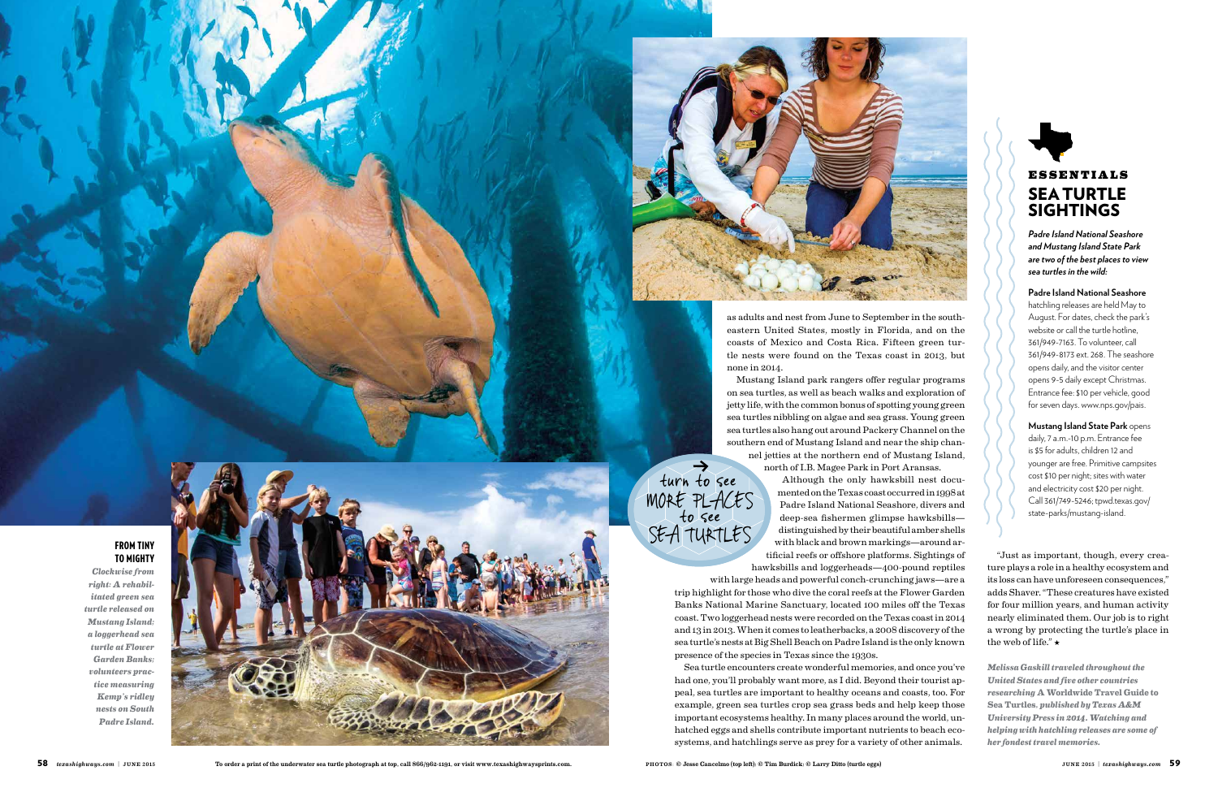as adults and nest from June to September in the southeastern United States, mostly in Florida, and on the coasts of Mexico and Costa Rica. Fifteen green turtle nests were found on the Texas coast in 2013, but none in 2014.

Mustang Island park rangers offer regular programs on sea turtles, as well as beach walks and exploration of jetty life, with the common bonus of spotting young green sea turtles nibbling on algae and sea grass. Young green sea turtles also hang out around Packery Channel on the southern end of Mustang Island and near the ship channel jetties at the northern end of Mustang Island, north of I.B. Magee Park in Port Aransas.

Although the only hawksbill nest documented on the Texas coast occurred in 1998 at Padre Island National Seashore, divers and deep-sea fishermen glimpse hawksbills—distinguished by their beautiful amber shells with black and brown markings—around artificial reefs or offshore platforms. Sightings of hawksbills and loggerheads—400-pound reptiles with large heads and powerful conch-crunching jaws—are a trip highlight for those who dive the coral reefs at the Flower Garden Banks National Marine Sanctuary, located 100 miles off the Texas coast. Two loggerhead nests were recorded on the Texas coast in 2014 and 13 in 2013. When it comes to leatherbacks, a 2008 discovery of the sea turtle's nests at Big Shell Beach on Padre Island is the only known presence of the species in Texas since the 1930s.

Sea turtle encounters create wonderful memories, and once you've had one, you'll probably want more, as I did. Beyond their tourist appeal, sea turtles are important to healthy oceans and coasts, too. For example, green sea turtles crop sea grass beds and help keep those important ecosystems healthy. In many places around the world, unhatched eggs and shells contribute important nutrients to beach ecosystems, and hatchlings serve as prey for a variety of other animals.

"Just as important, though, every creature plays a role in a healthy ecosystem and its loss can have unforeseen consequences," adds Shaver. "These creatures have existed for four million years, and human activity nearly eliminated them. Our job is to right a wrong by protecting the turtle's place in the web of life." ★

*Melissa Gaskill traveled throughout the United States and five other countries researching **A Worldwide Travel Guide to Sea Turtles**, published by Texas A&M University Press in 2014. Watching and helping with hatchling releases are some of her fondest travel memories.*

→ turn to see MORE PLACES to see SEA TURTLES

**FROM TINY TO MIGHTY**

*Clockwise from right: A rehabilitated green sea turtle released on Mustang Island; a loggerhead sea turtle at Flower Garden Banks; volunteers practice measuring Kemp's ridley nests on South Padre Island.*

## ESSENTIALS
## SEA TURTLE SIGHTINGS

***Padre Island National Seashore and Mustang Island State Park are two of the best places to view sea turtles in the wild:***

**Padre Island National Seashore** hatchling releases are held May to August. For dates, check the park's website or call the turtle hotline, 361/949-7163. To volunteer, call 361/949-8173 ext. 268. The seashore opens daily, and the visitor center opens 9-5 daily except Christmas. Entrance fee: $10 per vehicle, good for seven days. www.nps.gov/pais.

**Mustang Island State Park** opens daily, 7 a.m.-10 p.m. Entrance fee is $5 for adults, children 12 and younger are free. Primitive campsites cost $10 per night; sites with water and electricity cost $20 per night. Call 361/749-5246; tpwd.texas.gov/state-parks/mustang-island.

To order a print of the underwater sea turtle photograph at top, call 866/962-1191, or visit www.texashighwaysprints.com.

PHOTOS: © Jesse Cancelmo (top left); © Tim Burdick; © Larry Ditto (turtle eggs)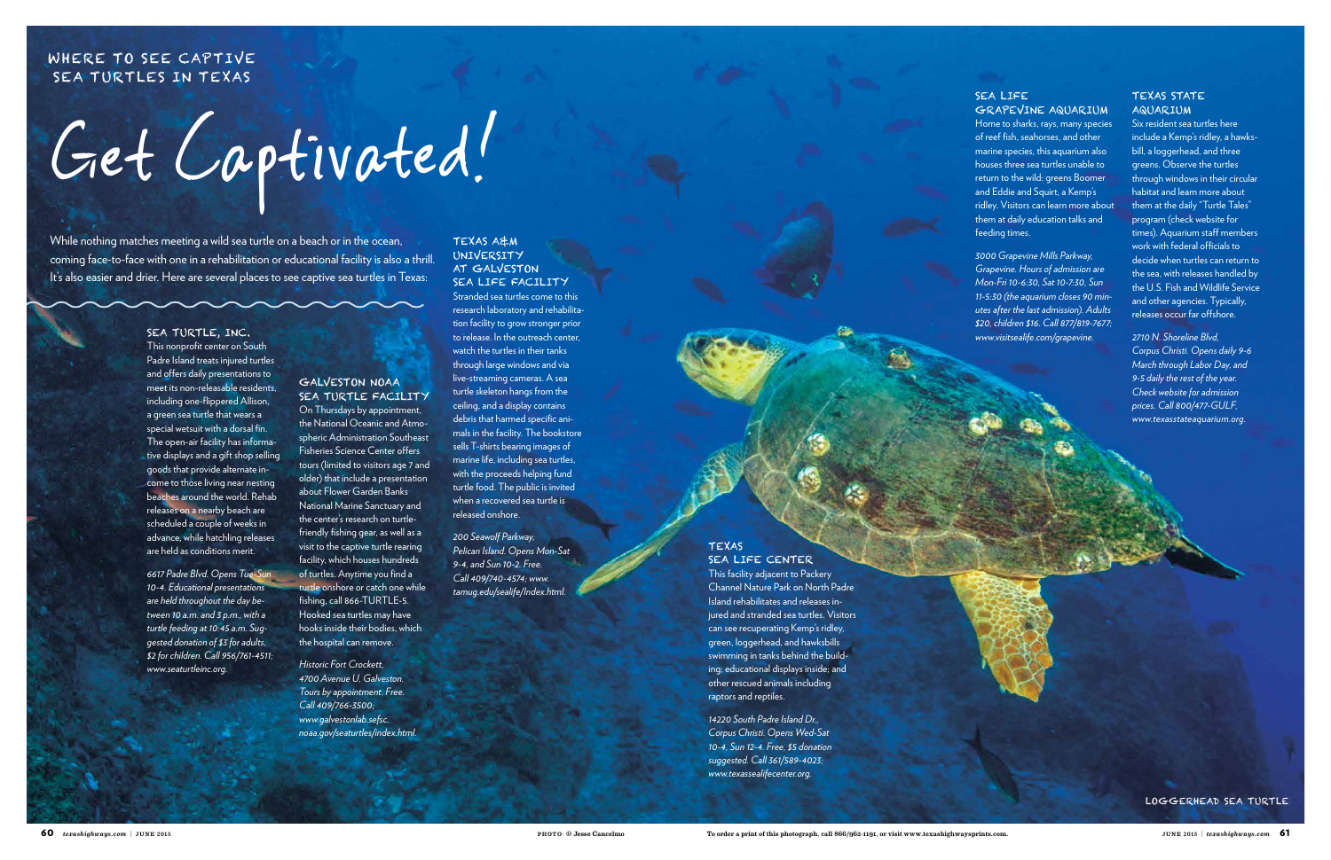WHERE TO SEE CAPTIVE SEA TURTLES IN TEXAS

# Get Captivated!

While nothing matches meeting a wild sea turtle on a beach or in the ocean, coming face-to-face with one in a rehabilitation or educational facility is also a thrill. It's also easier and drier. Here are several places to see captive sea turtles in Texas:

### SEA TURTLE, INC.

This nonprofit center on South Padre Island treats injured turtles and offers daily presentations to meet its non-releasable residents, including one-flippered Allison, a green sea turtle that wears a special wetsuit with a dorsal fin. The open-air facility has informative displays and a gift shop selling goods that provide alternate income to those living near nesting beaches around the world. Rehab releases on a nearby beach are scheduled a couple of weeks in advance, while hatchling releases are held as conditions merit.

*6617 Padre Blvd. Opens Tue-Sun 10-4. Educational presentations are held throughout the day between 10 a.m. and 3 p.m., with a turtle feeding at 10:45 a.m. Suggested donation of $3 for adults, $2 for children. Call 956/761-4511; www.seaturtleinc.org.*

### GALVESTON NOAA SEA TURTLE FACILITY

On Thursdays by appointment, the National Oceanic and Atmospheric Administration Southeast Fisheries Science Center offers tours (limited to visitors age 7 and older) that include a presentation about Flower Garden Banks National Marine Sanctuary and the center's research on turtle-friendly fishing gear, as well as a visit to the captive turtle rearing facility, which houses hundreds of turtles. Anytime you find a turtle onshore or catch one while fishing, call 866-TURTLE-5. Hooked sea turtles may have hooks inside their bodies, which the hospital can remove.

*Historic Fort Crockett, 4700 Avenue U, Galveston. Tours by appointment. Free. Call 409/766-3500; www.galvestonlab.sefsc.noaa.gov/seaturtles/index.html.*

### TEXAS A&M UNIVERSITY AT GALVESTON SEA LIFE FACILITY

Stranded sea turtles come to this research laboratory and rehabilitation facility to grow stronger prior to release. In the outreach center, watch the turtles in their tanks through large windows and via live-streaming cameras. A sea turtle skeleton hangs from the ceiling, and a display contains debris that harmed specific animals in the facility. The bookstore sells T-shirts bearing images of marine life, including sea turtles, with the proceeds helping fund turtle food. The public is invited when a recovered sea turtle is released onshore.

*200 Seawolf Parkway, Pelican Island. Opens Mon-Sat 9-4, and Sun 10-2. Free. Call 409/740-4574; www.tamug.edu/sealife/Index.html.*

### TEXAS SEA LIFE CENTER

This facility adjacent to Packery Channel Nature Park on North Padre Island rehabilitates and releases injured and stranded sea turtles. Visitors can see recuperating Kemp's ridley, green, loggerhead, and hawksbills swimming in tanks behind the building; educational displays inside; and other rescued animals including raptors and reptiles.

*14220 South Padre Island Dr., Corpus Christi. Opens Wed-Sat 10-4, Sun 12-4. Free, $5 donation suggested. Call 361/589-4023; www.texassealifecenter.org.*

### SEA LIFE GRAPEVINE AQUARIUM

Home to sharks, rays, many species of reef fish, seahorses, and other marine species, this aquarium also houses three sea turtles unable to return to the wild: greens Boomer and Eddie and Squirt, a Kemp's ridley. Visitors can learn more about them at daily education talks and feeding times.

*3000 Grapevine Mills Parkway, Grapevine. Hours of admission are Mon-Fri 10-6:30, Sat 10-7:30, Sun 11-5:30 (the aquarium closes 90 minutes after the last admission). Adults $20, children $16. Call 877/819-7677; www.visitsealife.com/grapevine.*

### TEXAS STATE AQUARIUM

Six resident sea turtles here include a Kemp's ridley, a hawksbill, a loggerhead, and three greens. Observe the turtles through windows in their circular habitat and learn more about them at the daily "Turtle Tales" program (check website for times). Aquarium staff members work with federal officials to decide when turtles can return to the sea, with releases handled by the U.S. Fish and Wildlife Service and other agencies. Typically, releases occur far offshore.

*2710 N. Shoreline Blvd, Corpus Christi. Opens daily 9-6 March through Labor Day, and 9-5 daily the rest of the year. Check website for admission prices. Call 800/477-GULF; www.texasstateaquarium.org.*

LOGGERHEAD SEA TURTLE

PHOTO © Jesse Cancelmo

To order a print of this photograph, call 866/962-1191, or visit www.texashighwaysprints.com.